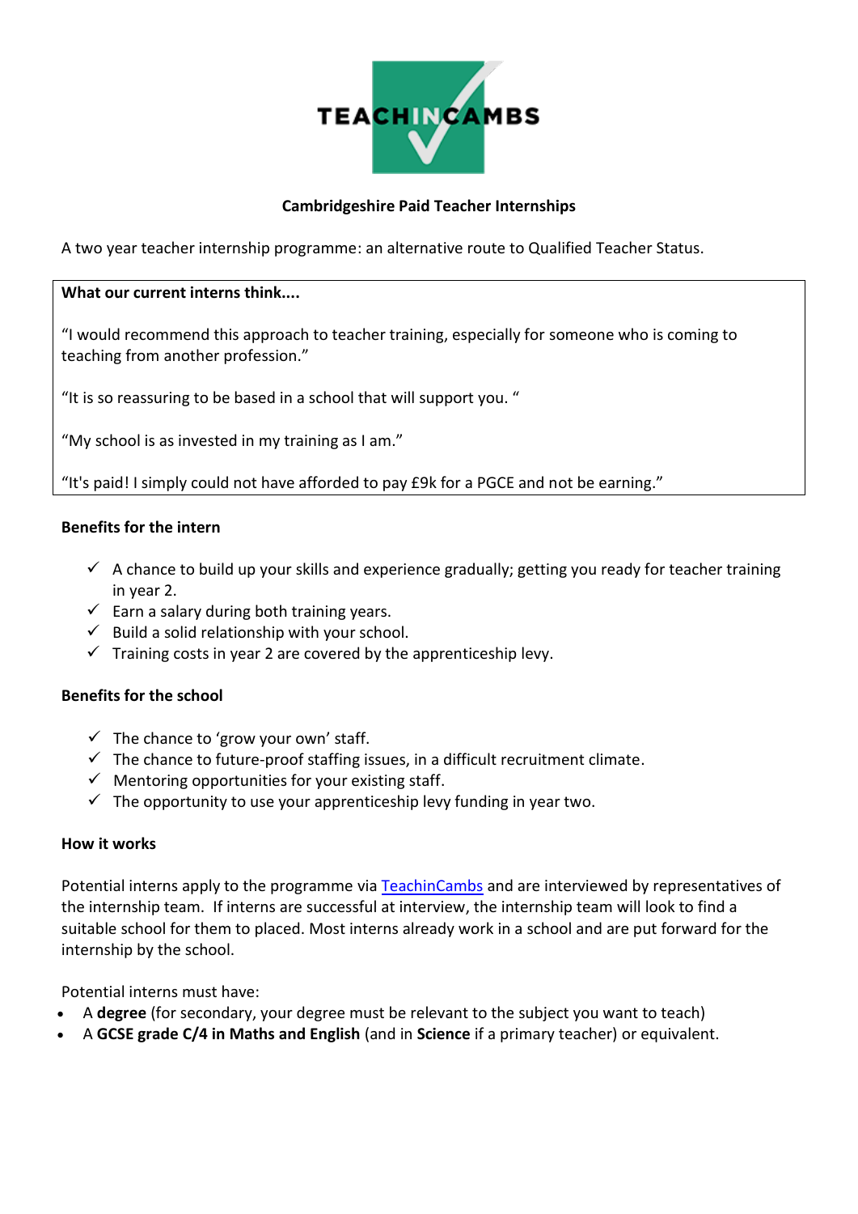TEACHINCAMBS

**Cambridgeshire Paid Teacher Internships**

A two year teacher internship programme: an alternative route to Qualified Teacher Status.

**What our current interns think....**

"I would recommend this approach to teacher training, especially for someone who is coming to teaching from another profession."

"It is so reassuring to be based in a school that will support you. "

"My school is as invested in my training as I am."

"It's paid! I simply could not have afforded to pay £9k for a PGCE and not be earning."

**Benefits for the intern**

- ✓ A chance to build up your skills and experience gradually; getting you ready for teacher training in year 2.
- ✓ Earn a salary during both training years.
- ✓ Build a solid relationship with your school.
- ✓ Training costs in year 2 are covered by the apprenticeship levy.

**Benefits for the school**

- ✓ The chance to 'grow your own' staff.
- ✓ The chance to future-proof staffing issues, in a difficult recruitment climate.
- ✓ Mentoring opportunities for your existing staff.
- ✓ The opportunity to use your apprenticeship levy funding in year two.

**How it works**

Potential interns apply to the programme via TeachinCambs and are interviewed by representatives of the internship team. If interns are successful at interview, the internship team will look to find a suitable school for them to placed. Most interns already work in a school and are put forward for the internship by the school.

Potential interns must have:

- A **degree** (for secondary, your degree must be relevant to the subject you want to teach)
- A **GCSE grade C/4 in Maths and English** (and in **Science** if a primary teacher) or equivalent.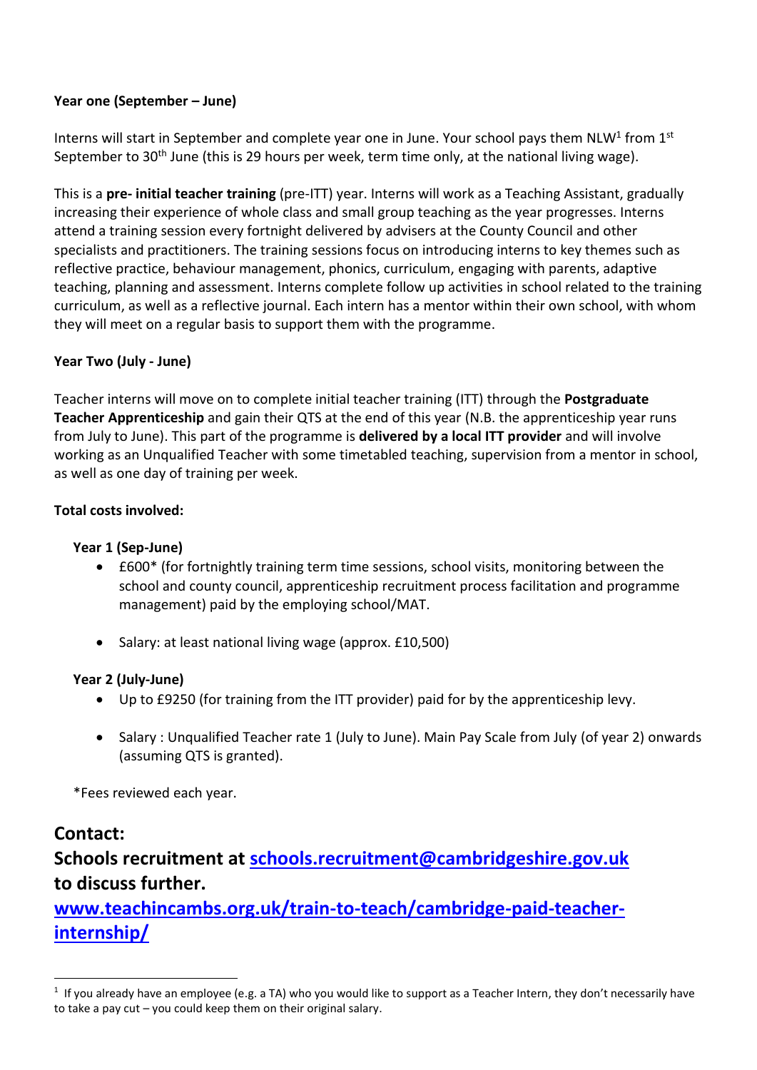**Year one (September – June)**

Interns will start in September and complete year one in June. Your school pays them NLW[1] from 1st September to 30th June (this is 29 hours per week, term time only, at the national living wage).

This is a **pre- initial teacher training** (pre-ITT) year. Interns will work as a Teaching Assistant, gradually increasing their experience of whole class and small group teaching as the year progresses. Interns attend a training session every fortnight delivered by advisers at the County Council and other specialists and practitioners. The training sessions focus on introducing interns to key themes such as reflective practice, behaviour management, phonics, curriculum, engaging with parents, adaptive teaching, planning and assessment. Interns complete follow up activities in school related to the training curriculum, as well as a reflective journal. Each intern has a mentor within their own school, with whom they will meet on a regular basis to support them with the programme.

**Year Two (July - June)**

Teacher interns will move on to complete initial teacher training (ITT) through the **Postgraduate Teacher Apprenticeship** and gain their QTS at the end of this year (N.B. the apprenticeship year runs from July to June). This part of the programme is **delivered by a local ITT provider** and will involve working as an Unqualified Teacher with some timetabled teaching, supervision from a mentor in school, as well as one day of training per week.

**Total costs involved:**

**Year 1 (Sep-June)**

- £600* (for fortnightly training term time sessions, school visits, monitoring between the school and county council, apprenticeship recruitment process facilitation and programme management) paid by the employing school/MAT.
- Salary: at least national living wage (approx. £10,500)

**Year 2 (July-June)**

- Up to £9250 (for training from the ITT provider) paid for by the apprenticeship levy.
- Salary : Unqualified Teacher rate 1 (July to June). Main Pay Scale from July (of year 2) onwards (assuming QTS is granted).

*Fees reviewed each year.

## Contact:
## Schools recruitment at [schools.recruitment@cambridgeshire.gov.uk](mailto:schools.recruitment@cambridgeshire.gov.uk) to discuss further.
## [www.teachincambs.org.uk/train-to-teach/cambridge-paid-teacher-internship/](http://www.teachincambs.org.uk/train-to-teach/cambridge-paid-teacher-internship/)

[1] If you already have an employee (e.g. a TA) who you would like to support as a Teacher Intern, they don't necessarily have to take a pay cut – you could keep them on their original salary.